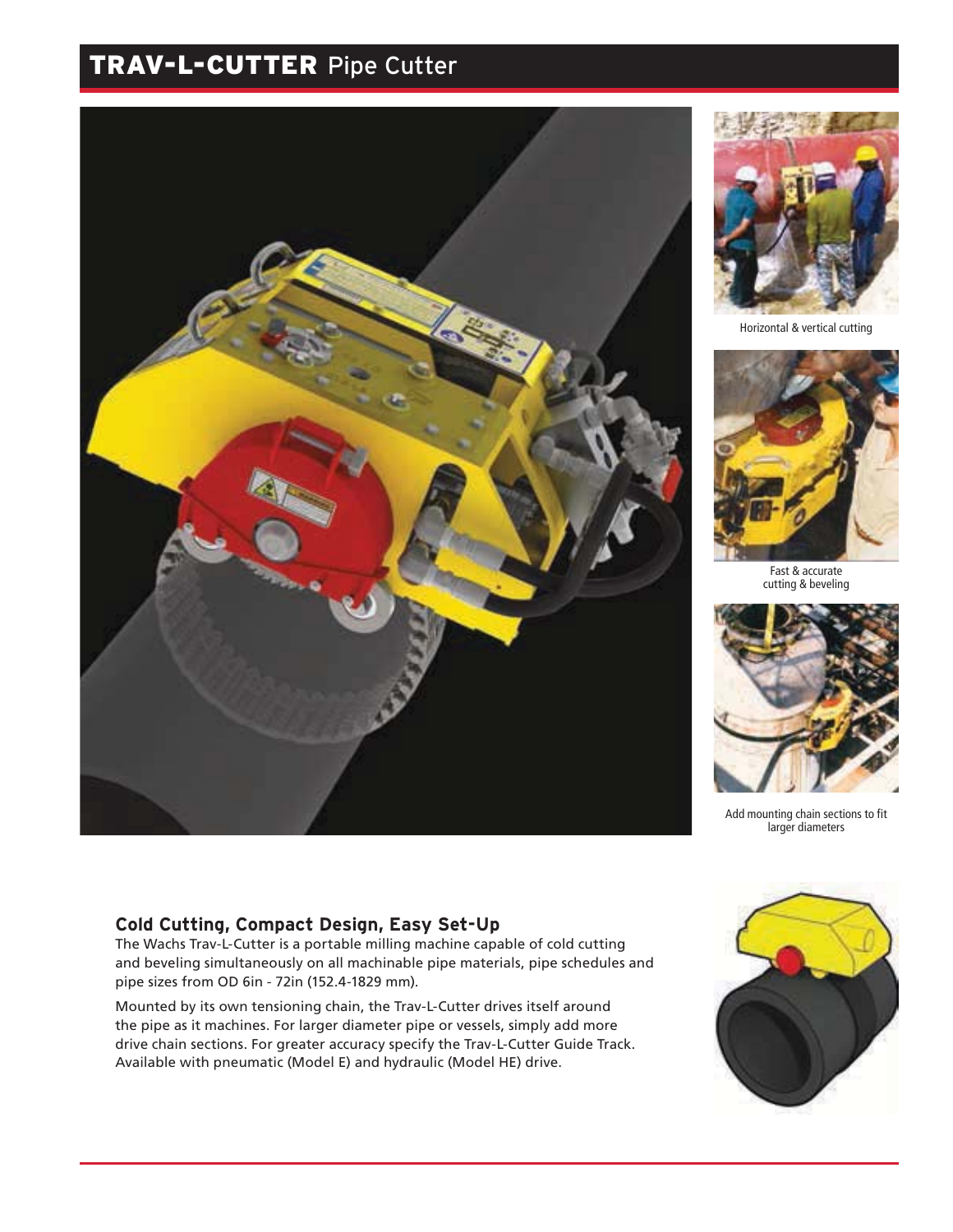# TRAV-L-CUTTER Pipe Cutter

Horizontal & vertical cutting

Fast & accurate cutting & beveling

Add mounting chain sections to fit larger diameters

## Cold Cutting, Compact Design, Easy Set-Up

The Wachs Trav-L-Cutter is a portable milling machine capable of cold cutting and beveling simultaneously on all machinable pipe materials, pipe schedules and pipe sizes from OD 6in - 72in (152.4-1829 mm).

Mounted by its own tensioning chain, the Trav-L-Cutter drives itself around the pipe as it machines. For larger diameter pipe or vessels, simply add more drive chain sections. For greater accuracy specify the Trav-L-Cutter Guide Track. Available with pneumatic (Model E) and hydraulic (Model HE) drive.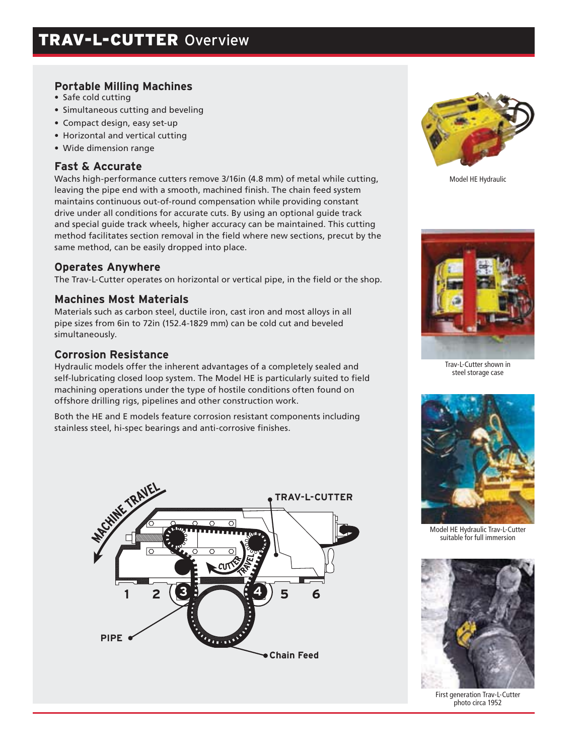# TRAV-L-CUTTER Overview

## Portable Milling Machines

- Safe cold cutting
- Simultaneous cutting and beveling
- Compact design, easy set-up
- Horizontal and vertical cutting
- Wide dimension range

## Fast & Accurate

Wachs high-performance cutters remove 3/16in (4.8 mm) of metal while cutting, leaving the pipe end with a smooth, machined finish. The chain feed system maintains continuous out-of-round compensation while providing constant drive under all conditions for accurate cuts. By using an optional guide track and special guide track wheels, higher accuracy can be maintained. This cutting method facilitates section removal in the field where new sections, precut by the same method, can be easily dropped into place.

## Operates Anywhere

The Trav-L-Cutter operates on horizontal or vertical pipe, in the field or the shop.

## Machines Most Materials

Materials such as carbon steel, ductile iron, cast iron and most alloys in all pipe sizes from 6in to 72in (152.4-1829 mm) can be cold cut and beveled simultaneously.

## Corrosion Resistance

Hydraulic models offer the inherent advantages of a completely sealed and self-lubricating closed loop system. The Model HE is particularly suited to field machining operations under the type of hostile conditions often found on offshore drilling rigs, pipelines and other construction work.

Both the HE and E models feature corrosion resistant components including stainless steel, hi-spec bearings and anti-corrosive finishes.

MACHINE TRAVEL — TRAV-L-CUTTER — CUTTER TRAVEL — 1 2 3 4 5 6 — PIPE — Chain Feed

Model HE Hydraulic

Trav-L-Cutter shown in steel storage case

Model HE Hydraulic Trav-L-Cutter suitable for full immersion

First generation Trav-L-Cutter photo circa 1952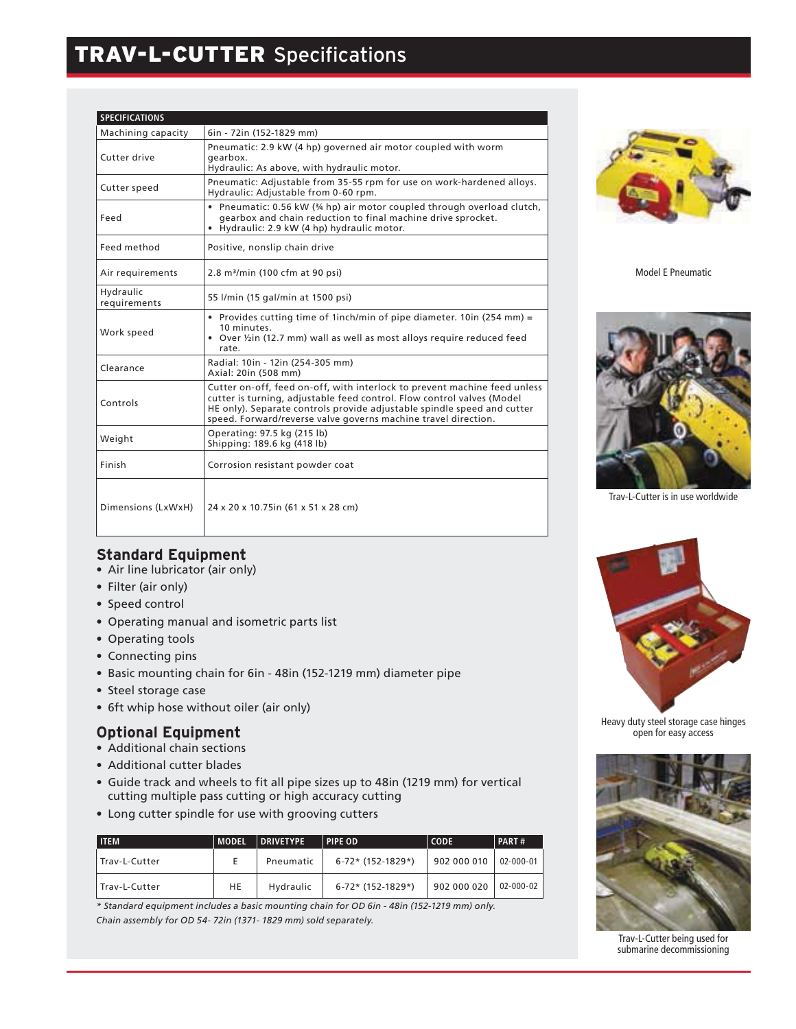# TRAV-L-CUTTER Specifications

| SPECIFICATIONS | |
|---|---|
| Machining capacity | 6in - 72in (152-1829 mm) |
| Cutter drive | Pneumatic: 2.9 kW (4 hp) governed air motor coupled with worm gearbox.<br>Hydraulic: As above, with hydraulic motor. |
| Cutter speed | Pneumatic: Adjustable from 35-55 rpm for use on work-hardened alloys.<br>Hydraulic: Adjustable from 0-60 rpm. |
| Feed | • Pneumatic: 0.56 kW (¾ hp) air motor coupled through overload clutch, gearbox and chain reduction to final machine drive sprocket.<br>• Hydraulic: 2.9 kW (4 hp) hydraulic motor. |
| Feed method | Positive, nonslip chain drive |
| Air requirements | 2.8 m³/min (100 cfm at 90 psi) |
| Hydraulic requirements | 55 l/min (15 gal/min at 1500 psi) |
| Work speed | • Provides cutting time of 1inch/min of pipe diameter. 10in (254 mm) = 10 minutes.<br>• Over ½in (12.7 mm) wall as well as most alloys require reduced feed rate. |
| Clearance | Radial: 10in - 12in (254-305 mm)<br>Axial: 20in (508 mm) |
| Controls | Cutter on-off, feed on-off, with interlock to prevent machine feed unless cutter is turning, adjustable feed control. Flow control valves (Model HE only). Separate controls provide adjustable spindle speed and cutter speed. Forward/reverse valve governs machine travel direction. |
| Weight | Operating: 97.5 kg (215 lb)<br>Shipping: 189.6 kg (418 lb) |
| Finish | Corrosion resistant powder coat |
| Dimensions (LxWxH) | 24 x 20 x 10.75in (61 x 51 x 28 cm) |

## Standard Equipment

- Air line lubricator (air only)
- Filter (air only)
- Speed control
- Operating manual and isometric parts list
- Operating tools
- Connecting pins
- Basic mounting chain for 6in - 48in (152-1219 mm) diameter pipe
- Steel storage case
- 6ft whip hose without oiler (air only)

## Optional Equipment

- Additional chain sections
- Additional cutter blades
- Guide track and wheels to fit all pipe sizes up to 48in (1219 mm) for vertical cutting multiple pass cutting or high accuracy cutting
- Long cutter spindle for use with grooving cutters

| ITEM | MODEL | DRIVETYPE | PIPE OD | CODE | PART # |
|---|---|---|---|---|---|
| Trav-L-Cutter | E | Pneumatic | 6-72* (152-1829*) | 902 000 010 | 02-000-01 |
| Trav-L-Cutter | HE | Hydraulic | 6-72* (152-1829*) | 902 000 020 | 02-000-02 |

*\* Standard equipment includes a basic mounting chain for OD 6in - 48in (152-1219 mm) only.*
*Chain assembly for OD 54- 72in (1371- 1829 mm) sold separately.*

Model E Pneumatic

Trav-L-Cutter is in use worldwide

Heavy duty steel storage case hinges open for easy access

Trav-L-Cutter being used for submarine decommissioning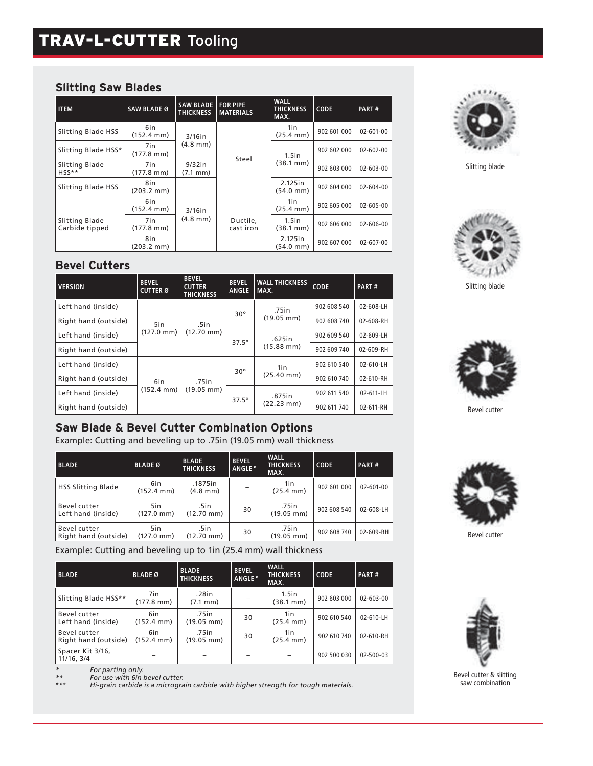# TRAV-L-CUTTER Tooling

## Slitting Saw Blades

| ITEM | SAW BLADE Ø | SAW BLADE THICKNESS | FOR PIPE MATERIALS | WALL THICKNESS MAX. | CODE | PART # |
|---|---|---|---|---|---|---|
| Slitting Blade HSS | 6in (152.4 mm) | 3/16in (4.8 mm) | Steel | 1in (25.4 mm) | 902 601 000 | 02-601-00 |
| Slitting Blade HSS* | 7in (177.8 mm) | 3/16in (4.8 mm) | Steel | 1.5in (38.1 mm) | 902 602 000 | 02-602-00 |
| Slitting Blade HSS** | 7in (177.8 mm) | 9/32in (7.1 mm) | Steel | 1.5in (38.1 mm) | 902 603 000 | 02-603-00 |
| Slitting Blade HSS | 8in (203.2 mm) | 3/16in (4.8 mm) | Steel | 2.125in (54.0 mm) | 902 604 000 | 02-604-00 |
| Slitting Blade Carbide tipped | 6in (152.4 mm) | 3/16in (4.8 mm) | Ductile, cast iron | 1in (25.4 mm) | 902 605 000 | 02-605-00 |
| Slitting Blade Carbide tipped | 7in (177.8 mm) | 3/16in (4.8 mm) | Ductile, cast iron | 1.5in (38.1 mm) | 902 606 000 | 02-606-00 |
| Slitting Blade Carbide tipped | 8in (203.2 mm) | 3/16in (4.8 mm) | Ductile, cast iron | 2.125in (54.0 mm) | 902 607 000 | 02-607-00 |

## Bevel Cutters

| VERSION | BEVEL CUTTER Ø | BEVEL CUTTER THICKNESS | BEVEL ANGLE | WALL THICKNESS MAX. | CODE | PART # |
|---|---|---|---|---|---|---|
| Left hand (inside) | 5in (127.0 mm) | .5in (12.70 mm) | 30° | .75in (19.05 mm) | 902 608 540 | 02-608-LH |
| Right hand (outside) | 5in (127.0 mm) | .5in (12.70 mm) | 30° | .75in (19.05 mm) | 902 608 740 | 02-608-RH |
| Left hand (inside) | 5in (127.0 mm) | .5in (12.70 mm) | 37.5° | .625in (15.88 mm) | 902 609 540 | 02-609-LH |
| Right hand (outside) | 5in (127.0 mm) | .5in (12.70 mm) | 37.5° | .625in (15.88 mm) | 902 609 740 | 02-609-RH |
| Left hand (inside) | 6in (152.4 mm) | .75in (19.05 mm) | 30° | 1in (25.40 mm) | 902 610 540 | 02-610-LH |
| Right hand (outside) | 6in (152.4 mm) | .75in (19.05 mm) | 30° | 1in (25.40 mm) | 902 610 740 | 02-610-RH |
| Left hand (inside) | 6in (152.4 mm) | .75in (19.05 mm) | 37.5° | .875in (22.23 mm) | 902 611 540 | 02-611-LH |
| Right hand (outside) | 6in (152.4 mm) | .75in (19.05 mm) | 37.5° | .875in (22.23 mm) | 902 611 740 | 02-611-RH |

## Saw Blade & Bevel Cutter Combination Options

Example: Cutting and beveling up to .75in (19.05 mm) wall thickness

| BLADE | BLADE Ø | BLADE THICKNESS | BEVEL ANGLE ° | WALL THICKNESS MAX. | CODE | PART # |
|---|---|---|---|---|---|---|
| HSS Slitting Blade | 6in (152.4 mm) | .1875in (4.8 mm) | – | 1in (25.4 mm) | 902 601 000 | 02-601-00 |
| Bevel cutter Left hand (inside) | 5in (127.0 mm) | .5in (12.70 mm) | 30 | .75in (19.05 mm) | 902 608 540 | 02-608-LH |
| Bevel cutter Right hand (outside) | 5in (127.0 mm) | .5in (12.70 mm) | 30 | .75in (19.05 mm) | 902 608 740 | 02-609-RH |

Example: Cutting and beveling up to 1in (25.4 mm) wall thickness

| BLADE | BLADE Ø | BLADE THICKNESS | BEVEL ANGLE ° | WALL THICKNESS MAX. | CODE | PART # |
|---|---|---|---|---|---|---|
| Slitting Blade HSS** | 7in (177.8 mm) | .28in (7.1 mm) | – | 1.5in (38.1 mm) | 902 603 000 | 02-603-00 |
| Bevel cutter Left hand (inside) | 6in (152.4 mm) | .75in (19.05 mm) | 30 | 1in (25.4 mm) | 902 610 540 | 02-610-LH |
| Bevel cutter Right hand (outside) | 6in (152.4 mm) | .75in (19.05 mm) | 30 | 1in (25.4 mm) | 902 610 740 | 02-610-RH |
| Spacer Kit 3/16, 11/16, 3/4 | – | – | – | – | 902 500 030 | 02-500-03 |

\* *For parting only.*
\** *For use with 6in bevel cutter.*
\*** *Hi-grain carbide is a micrograin carbide with higher strength for tough materials.*

Slitting blade

Slitting blade

Bevel cutter

Bevel cutter

Bevel cutter & slitting saw combination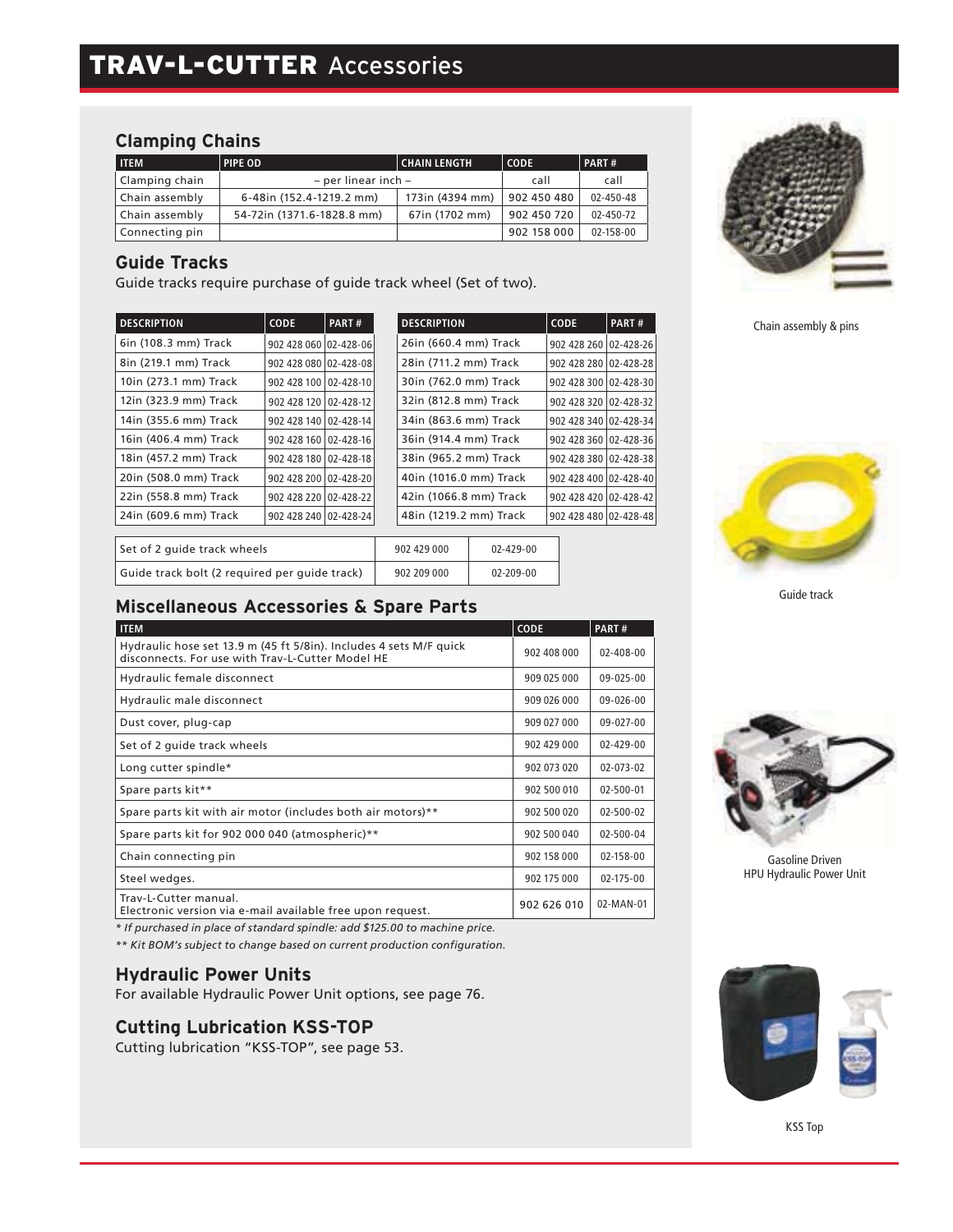# TRAV-L-CUTTER Accessories

## Clamping Chains

| ITEM | PIPE OD | CHAIN LENGTH | CODE | PART # |
|---|---|---|---|---|
| Clamping chain | – per linear inch – | | call | call |
| Chain assembly | 6-48in (152.4-1219.2 mm) | 173in (4394 mm) | 902 450 480 | 02-450-48 |
| Chain assembly | 54-72in (1371.6-1828.8 mm) | 67in (1702 mm) | 902 450 720 | 02-450-72 |
| Connecting pin | | | 902 158 000 | 02-158-00 |

## Guide Tracks

Guide tracks require purchase of guide track wheel (Set of two).

| DESCRIPTION | CODE | PART # |
|---|---|---|
| 6in (108.3 mm) Track | 902 428 060 | 02-428-06 |
| 8in (219.1 mm) Track | 902 428 080 | 02-428-08 |
| 10in (273.1 mm) Track | 902 428 100 | 02-428-10 |
| 12in (323.9 mm) Track | 902 428 120 | 02-428-12 |
| 14in (355.6 mm) Track | 902 428 140 | 02-428-14 |
| 16in (406.4 mm) Track | 902 428 160 | 02-428-16 |
| 18in (457.2 mm) Track | 902 428 180 | 02-428-18 |
| 20in (508.0 mm) Track | 902 428 200 | 02-428-20 |
| 22in (558.8 mm) Track | 902 428 220 | 02-428-22 |
| 24in (609.6 mm) Track | 902 428 240 | 02-428-24 |

| DESCRIPTION | CODE | PART # |
|---|---|---|
| 26in (660.4 mm) Track | 902 428 260 | 02-428-26 |
| 28in (711.2 mm) Track | 902 428 280 | 02-428-28 |
| 30in (762.0 mm) Track | 902 428 300 | 02-428-30 |
| 32in (812.8 mm) Track | 902 428 320 | 02-428-32 |
| 34in (863.6 mm) Track | 902 428 340 | 02-428-34 |
| 36in (914.4 mm) Track | 902 428 360 | 02-428-36 |
| 38in (965.2 mm) Track | 902 428 380 | 02-428-38 |
| 40in (1016.0 mm) Track | 902 428 400 | 02-428-40 |
| 42in (1066.8 mm) Track | 902 428 420 | 02-428-42 |
| 48in (1219.2 mm) Track | 902 428 480 | 02-428-48 |

| | | |
|---|---|---|
| Set of 2 guide track wheels | 902 429 000 | 02-429-00 |
| Guide track bolt (2 required per guide track) | 902 209 000 | 02-209-00 |

## Miscellaneous Accessories & Spare Parts

| ITEM | CODE | PART # |
|---|---|---|
| Hydraulic hose set 13.9 m (45 ft 5/8in). Includes 4 sets M/F quick disconnects. For use with Trav-L-Cutter Model HE | 902 408 000 | 02-408-00 |
| Hydraulic female disconnect | 909 025 000 | 09-025-00 |
| Hydraulic male disconnect | 909 026 000 | 09-026-00 |
| Dust cover, plug-cap | 909 027 000 | 09-027-00 |
| Set of 2 guide track wheels | 902 429 000 | 02-429-00 |
| Long cutter spindle* | 902 073 020 | 02-073-02 |
| Spare parts kit** | 902 500 010 | 02-500-01 |
| Spare parts kit with air motor (includes both air motors)** | 902 500 020 | 02-500-02 |
| Spare parts kit for 902 000 040 (atmospheric)** | 902 500 040 | 02-500-04 |
| Chain connecting pin | 902 158 000 | 02-158-00 |
| Steel wedges. | 902 175 000 | 02-175-00 |
| Trav-L-Cutter manual. Electronic version via e-mail available free upon request. | 902 626 010 | 02-MAN-01 |

*\* If purchased in place of standard spindle: add $125.00 to machine price.*

*\*\* Kit BOM's subject to change based on current production configuration.*

## Hydraulic Power Units

For available Hydraulic Power Unit options, see page 76.

## Cutting Lubrication KSS-TOP

Cutting lubrication "KSS-TOP", see page 53.

Chain assembly & pins

Guide track

Gasoline Driven
HPU Hydraulic Power Unit

KSS Top